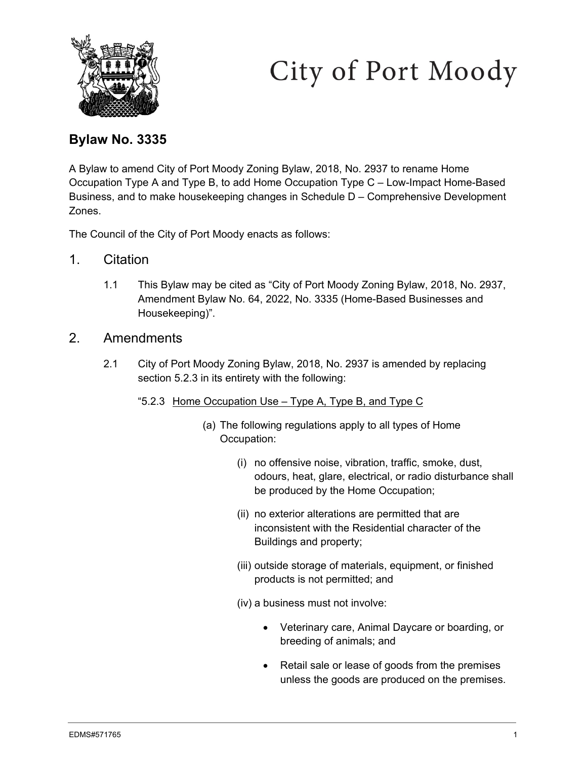# City of Port Moody

## Bylaw No. 3335

A Bylaw to amend City of Port Moody Zoning Bylaw, 2018, No. 2937 to rename Home Occupation Type A and Type B, to add Home Occupation Type C – Low-Impact Home-Based Business, and to make housekeeping changes in Schedule D – Comprehensive Development Zones.

The Council of the City of Port Moody enacts as follows:

## 1. Citation

1.1 This Bylaw may be cited as "City of Port Moody Zoning Bylaw, 2018, No. 2937, Amendment Bylaw No. 64, 2022, No. 3335 (Home-Based Businesses and Housekeeping)".

## 2. Amendments

2.1 City of Port Moody Zoning Bylaw, 2018, No. 2937 is amended by replacing section 5.2.3 in its entirety with the following:

"5.2.3 Home Occupation Use – Type A, Type B, and Type C

(a) The following regulations apply to all types of Home Occupation:

(i) no offensive noise, vibration, traffic, smoke, dust, odours, heat, glare, electrical, or radio disturbance shall be produced by the Home Occupation;

(ii) no exterior alterations are permitted that are inconsistent with the Residential character of the Buildings and property;

(iii) outside storage of materials, equipment, or finished products is not permitted; and

(iv) a business must not involve:

- Veterinary care, Animal Daycare or boarding, or breeding of animals; and
- Retail sale or lease of goods from the premises unless the goods are produced on the premises.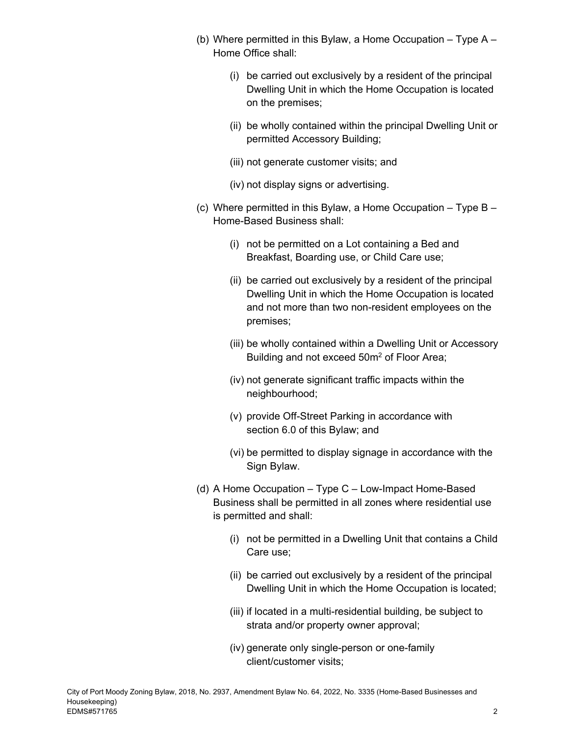(b) Where permitted in this Bylaw, a Home Occupation – Type A – Home Office shall:

  (i) be carried out exclusively by a resident of the principal Dwelling Unit in which the Home Occupation is located on the premises;

  (ii) be wholly contained within the principal Dwelling Unit or permitted Accessory Building;

  (iii) not generate customer visits; and

  (iv) not display signs or advertising.

(c) Where permitted in this Bylaw, a Home Occupation – Type B – Home-Based Business shall:

  (i) not be permitted on a Lot containing a Bed and Breakfast, Boarding use, or Child Care use;

  (ii) be carried out exclusively by a resident of the principal Dwelling Unit in which the Home Occupation is located and not more than two non-resident employees on the premises;

  (iii) be wholly contained within a Dwelling Unit or Accessory Building and not exceed 50m$^2$ of Floor Area;

  (iv) not generate significant traffic impacts within the neighbourhood;

  (v) provide Off-Street Parking in accordance with section 6.0 of this Bylaw; and

  (vi) be permitted to display signage in accordance with the Sign Bylaw.

(d) A Home Occupation – Type C – Low-Impact Home-Based Business shall be permitted in all zones where residential use is permitted and shall:

  (i) not be permitted in a Dwelling Unit that contains a Child Care use;

  (ii) be carried out exclusively by a resident of the principal Dwelling Unit in which the Home Occupation is located;

  (iii) if located in a multi-residential building, be subject to strata and/or property owner approval;

  (iv) generate only single-person or one-family client/customer visits;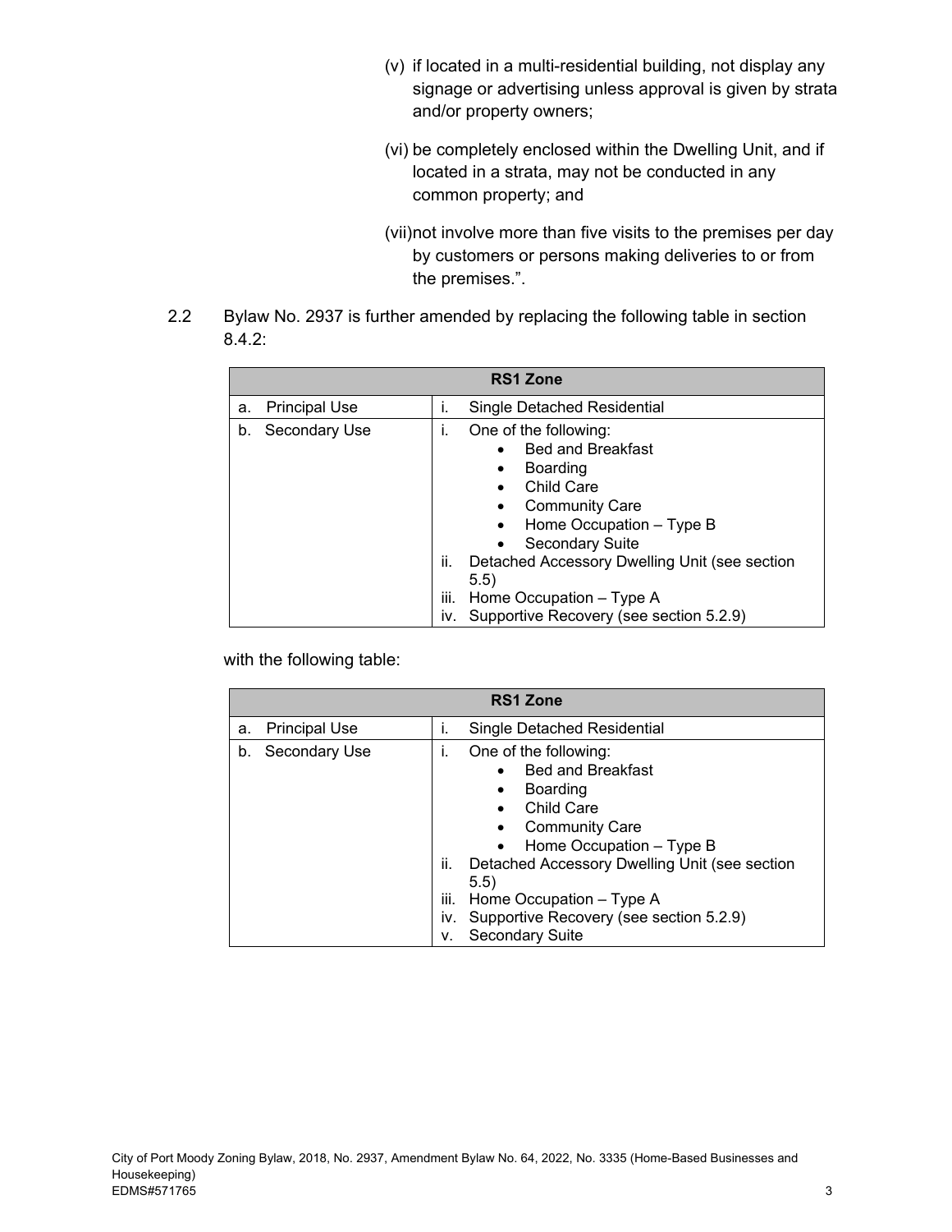(v) if located in a multi-residential building, not display any signage or advertising unless approval is given by strata and/or property owners;

(vi) be completely enclosed within the Dwelling Unit, and if located in a strata, may not be conducted in any common property; and

(vii) not involve more than five visits to the premises per day by customers or persons making deliveries to or from the premises.".

2.2 Bylaw No. 2937 is further amended by replacing the following table in section 8.4.2:

| RS1 Zone | |
|---|---|
| a. Principal Use | i. Single Detached Residential |
| b. Secondary Use | i. One of the following:<br>• Bed and Breakfast<br>• Boarding<br>• Child Care<br>• Community Care<br>• Home Occupation – Type B<br>• Secondary Suite<br>ii. Detached Accessory Dwelling Unit (see section 5.5)<br>iii. Home Occupation – Type A<br>iv. Supportive Recovery (see section 5.2.9) |

with the following table:

| RS1 Zone | |
|---|---|
| a. Principal Use | i. Single Detached Residential |
| b. Secondary Use | i. One of the following:<br>• Bed and Breakfast<br>• Boarding<br>• Child Care<br>• Community Care<br>• Home Occupation – Type B<br>ii. Detached Accessory Dwelling Unit (see section 5.5)<br>iii. Home Occupation – Type A<br>iv. Supportive Recovery (see section 5.2.9)<br>v. Secondary Suite |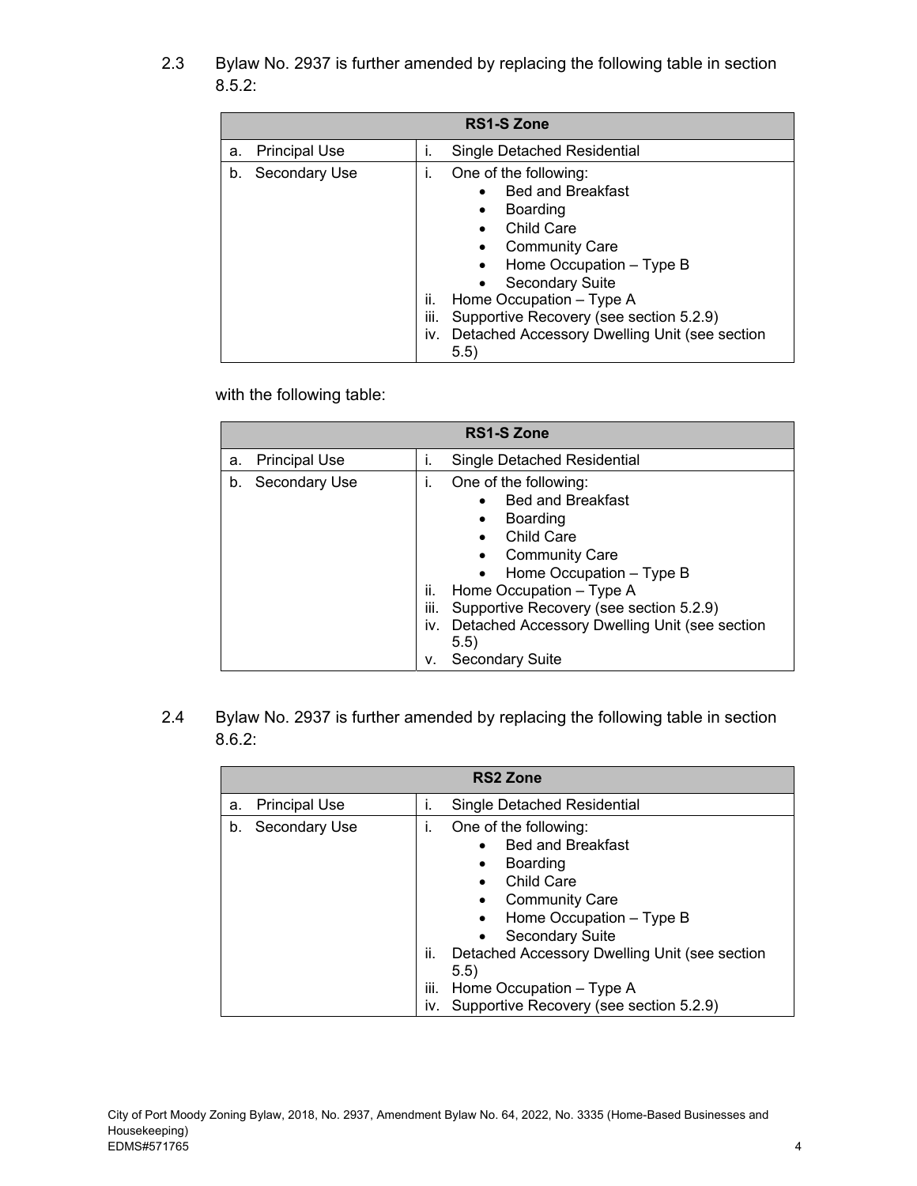2.3 Bylaw No. 2937 is further amended by replacing the following table in section 8.5.2:

| RS1-S Zone | |
|---|---|
| a. Principal Use | i. Single Detached Residential |
| b. Secondary Use | i. One of the following:<br>• Bed and Breakfast<br>• Boarding<br>• Child Care<br>• Community Care<br>• Home Occupation – Type B<br>• Secondary Suite<br>ii. Home Occupation – Type A<br>iii. Supportive Recovery (see section 5.2.9)<br>iv. Detached Accessory Dwelling Unit (see section 5.5) |

with the following table:

| RS1-S Zone | |
|---|---|
| a. Principal Use | i. Single Detached Residential |
| b. Secondary Use | i. One of the following:<br>• Bed and Breakfast<br>• Boarding<br>• Child Care<br>• Community Care<br>• Home Occupation – Type B<br>ii. Home Occupation – Type A<br>iii. Supportive Recovery (see section 5.2.9)<br>iv. Detached Accessory Dwelling Unit (see section 5.5)<br>v. Secondary Suite |

2.4 Bylaw No. 2937 is further amended by replacing the following table in section 8.6.2:

| RS2 Zone | |
|---|---|
| a. Principal Use | i. Single Detached Residential |
| b. Secondary Use | i. One of the following:<br>• Bed and Breakfast<br>• Boarding<br>• Child Care<br>• Community Care<br>• Home Occupation – Type B<br>• Secondary Suite<br>ii. Detached Accessory Dwelling Unit (see section 5.5)<br>iii. Home Occupation – Type A<br>iv. Supportive Recovery (see section 5.2.9) |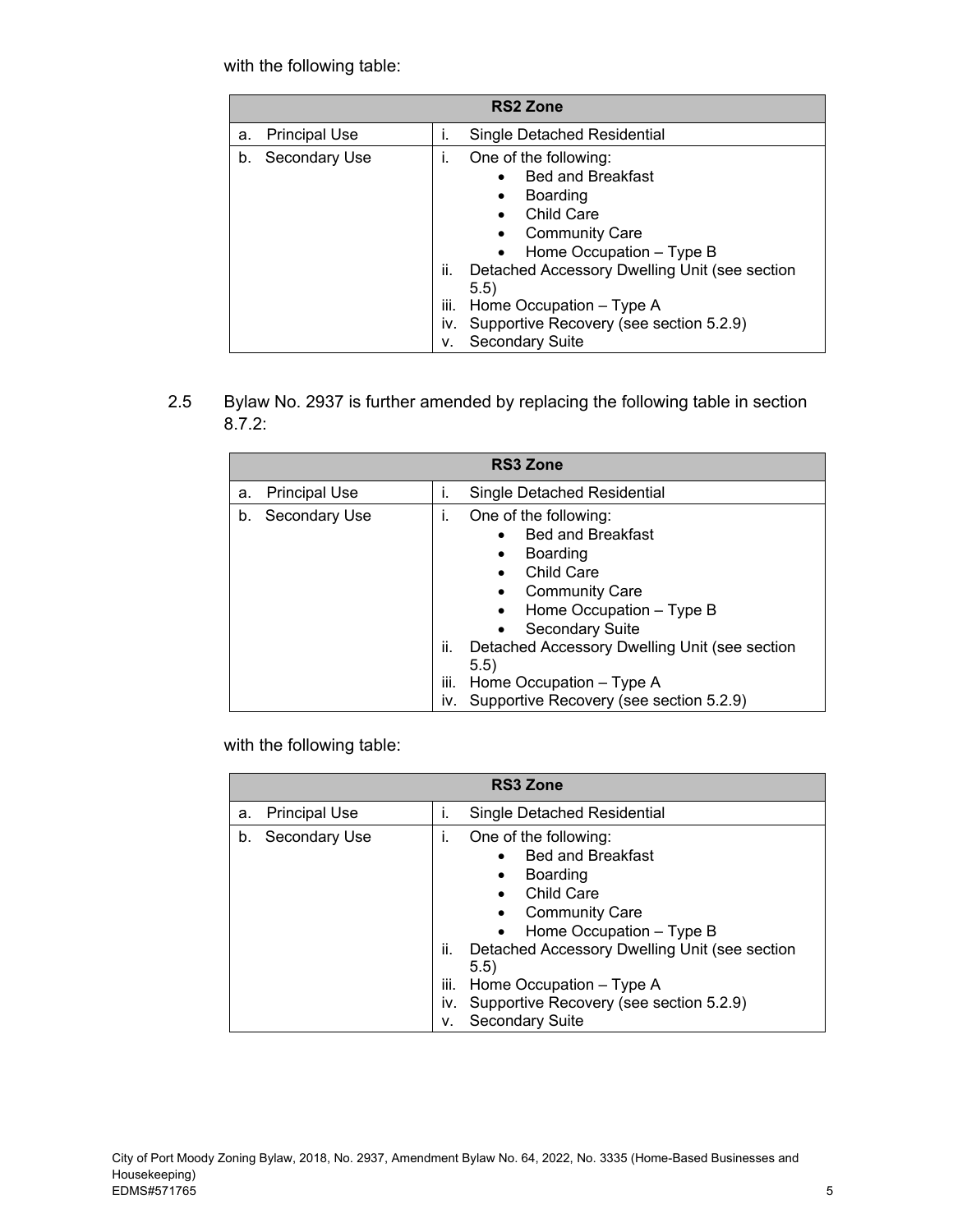with the following table:

| RS2 Zone | |
|---|---|
| a. Principal Use | i. Single Detached Residential |
| b. Secondary Use | i. One of the following:<br>• Bed and Breakfast<br>• Boarding<br>• Child Care<br>• Community Care<br>• Home Occupation – Type B<br>ii. Detached Accessory Dwelling Unit (see section 5.5)<br>iii. Home Occupation – Type A<br>iv. Supportive Recovery (see section 5.2.9)<br>v. Secondary Suite |

2.5 Bylaw No. 2937 is further amended by replacing the following table in section 8.7.2:

| RS3 Zone | |
|---|---|
| a. Principal Use | i. Single Detached Residential |
| b. Secondary Use | i. One of the following:<br>• Bed and Breakfast<br>• Boarding<br>• Child Care<br>• Community Care<br>• Home Occupation – Type B<br>• Secondary Suite<br>ii. Detached Accessory Dwelling Unit (see section 5.5)<br>iii. Home Occupation – Type A<br>iv. Supportive Recovery (see section 5.2.9) |

with the following table:

| RS3 Zone | |
|---|---|
| a. Principal Use | i. Single Detached Residential |
| b. Secondary Use | i. One of the following:<br>• Bed and Breakfast<br>• Boarding<br>• Child Care<br>• Community Care<br>• Home Occupation – Type B<br>ii. Detached Accessory Dwelling Unit (see section 5.5)<br>iii. Home Occupation – Type A<br>iv. Supportive Recovery (see section 5.2.9)<br>v. Secondary Suite |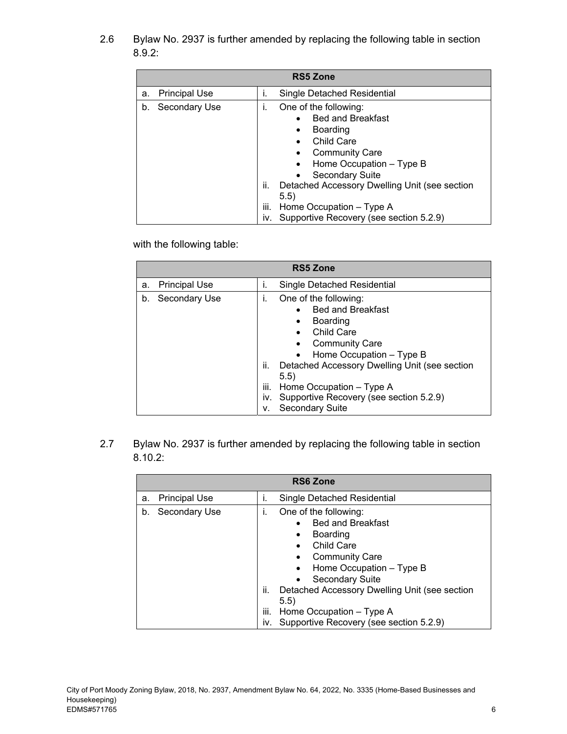2.6 Bylaw No. 2937 is further amended by replacing the following table in section 8.9.2:

| RS5 Zone | |
|---|---|
| a. Principal Use | i. Single Detached Residential |
| b. Secondary Use | i. One of the following:<br>• Bed and Breakfast<br>• Boarding<br>• Child Care<br>• Community Care<br>• Home Occupation – Type B<br>• Secondary Suite<br>ii. Detached Accessory Dwelling Unit (see section 5.5)<br>iii. Home Occupation – Type A<br>iv. Supportive Recovery (see section 5.2.9) |

with the following table:

| RS5 Zone | |
|---|---|
| a. Principal Use | i. Single Detached Residential |
| b. Secondary Use | i. One of the following:<br>• Bed and Breakfast<br>• Boarding<br>• Child Care<br>• Community Care<br>• Home Occupation – Type B<br>ii. Detached Accessory Dwelling Unit (see section 5.5)<br>iii. Home Occupation – Type A<br>iv. Supportive Recovery (see section 5.2.9)<br>v. Secondary Suite |

2.7 Bylaw No. 2937 is further amended by replacing the following table in section 8.10.2:

| RS6 Zone | |
|---|---|
| a. Principal Use | i. Single Detached Residential |
| b. Secondary Use | i. One of the following:<br>• Bed and Breakfast<br>• Boarding<br>• Child Care<br>• Community Care<br>• Home Occupation – Type B<br>• Secondary Suite<br>ii. Detached Accessory Dwelling Unit (see section 5.5)<br>iii. Home Occupation – Type A<br>iv. Supportive Recovery (see section 5.2.9) |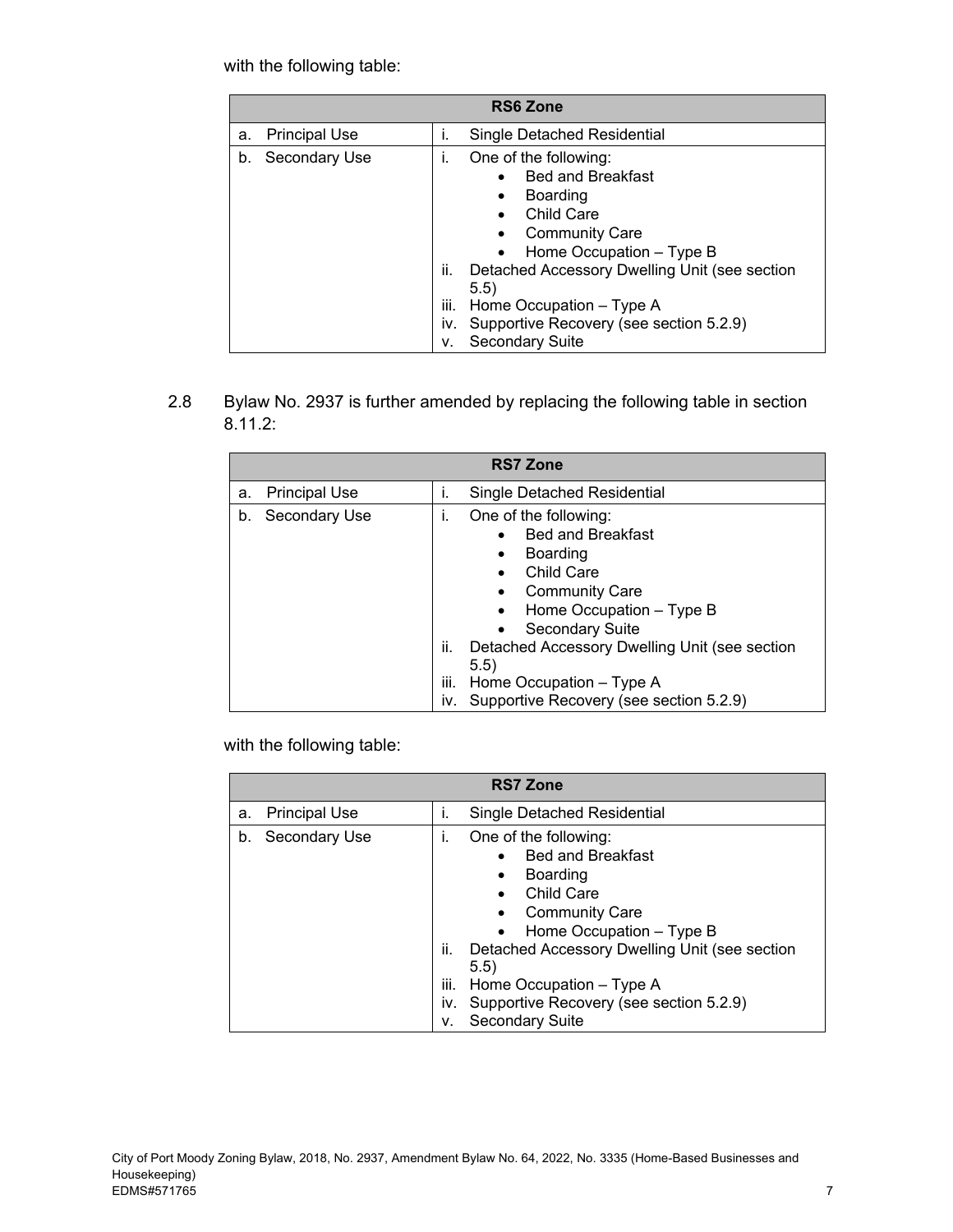with the following table:

| RS6 Zone | |
|---|---|
| a. Principal Use | i. Single Detached Residential |
| b. Secondary Use | i. One of the following:<br>• Bed and Breakfast<br>• Boarding<br>• Child Care<br>• Community Care<br>• Home Occupation – Type B<br>ii. Detached Accessory Dwelling Unit (see section 5.5)<br>iii. Home Occupation – Type A<br>iv. Supportive Recovery (see section 5.2.9)<br>v. Secondary Suite |

2.8 Bylaw No. 2937 is further amended by replacing the following table in section 8.11.2:

| RS7 Zone | |
|---|---|
| a. Principal Use | i. Single Detached Residential |
| b. Secondary Use | i. One of the following:<br>• Bed and Breakfast<br>• Boarding<br>• Child Care<br>• Community Care<br>• Home Occupation – Type B<br>• Secondary Suite<br>ii. Detached Accessory Dwelling Unit (see section 5.5)<br>iii. Home Occupation – Type A<br>iv. Supportive Recovery (see section 5.2.9) |

with the following table:

| RS7 Zone | |
|---|---|
| a. Principal Use | i. Single Detached Residential |
| b. Secondary Use | i. One of the following:<br>• Bed and Breakfast<br>• Boarding<br>• Child Care<br>• Community Care<br>• Home Occupation – Type B<br>ii. Detached Accessory Dwelling Unit (see section 5.5)<br>iii. Home Occupation – Type A<br>iv. Supportive Recovery (see section 5.2.9)<br>v. Secondary Suite |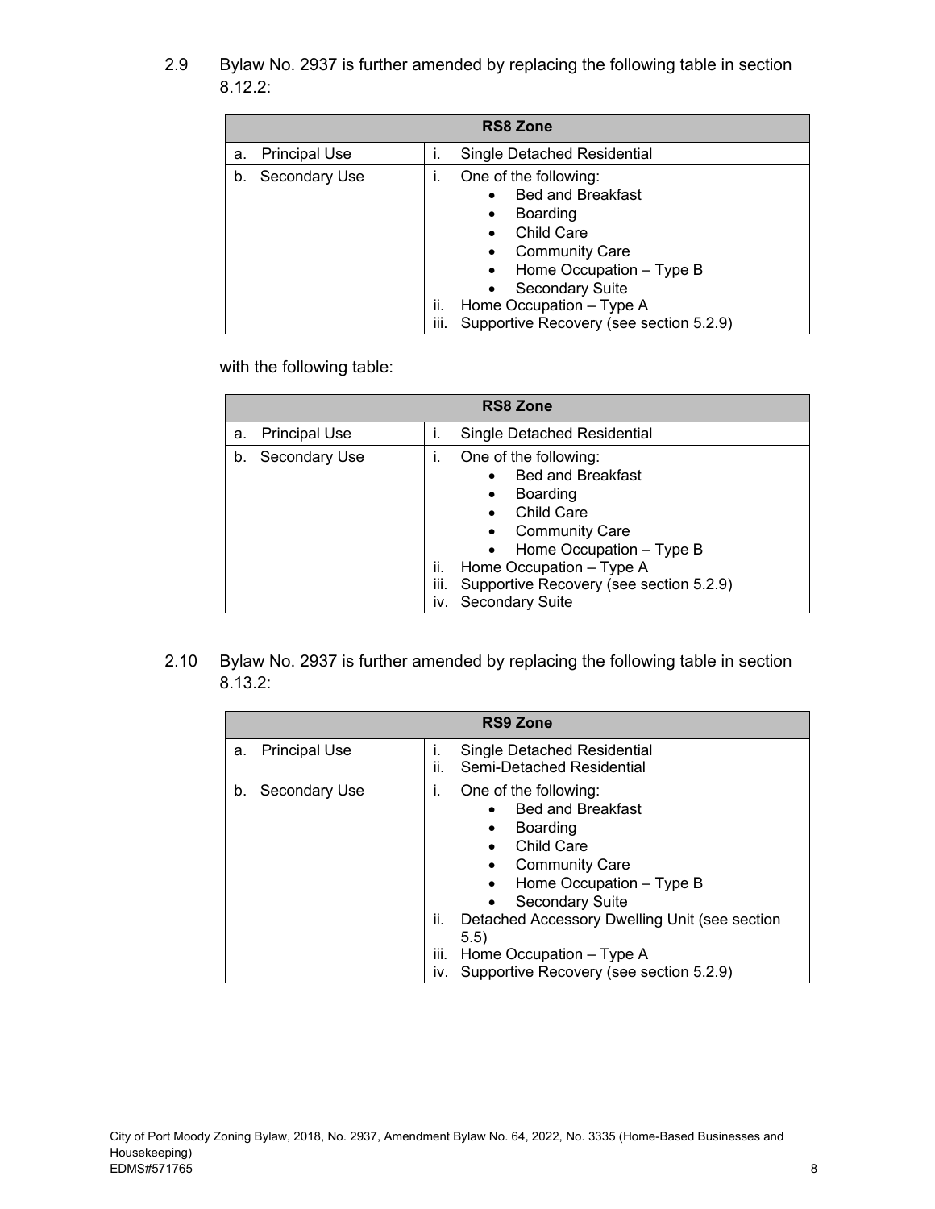2.9 Bylaw No. 2937 is further amended by replacing the following table in section 8.12.2:

| RS8 Zone | |
|---|---|
| a. Principal Use | i. Single Detached Residential |
| b. Secondary Use | i. One of the following:<br>• Bed and Breakfast<br>• Boarding<br>• Child Care<br>• Community Care<br>• Home Occupation – Type B<br>• Secondary Suite<br>ii. Home Occupation – Type A<br>iii. Supportive Recovery (see section 5.2.9) |

with the following table:

| RS8 Zone | |
|---|---|
| a. Principal Use | i. Single Detached Residential |
| b. Secondary Use | i. One of the following:<br>• Bed and Breakfast<br>• Boarding<br>• Child Care<br>• Community Care<br>• Home Occupation – Type B<br>ii. Home Occupation – Type A<br>iii. Supportive Recovery (see section 5.2.9)<br>iv. Secondary Suite |

2.10 Bylaw No. 2937 is further amended by replacing the following table in section 8.13.2:

| RS9 Zone | |
|---|---|
| a. Principal Use | i. Single Detached Residential<br>ii. Semi-Detached Residential |
| b. Secondary Use | i. One of the following:<br>• Bed and Breakfast<br>• Boarding<br>• Child Care<br>• Community Care<br>• Home Occupation – Type B<br>• Secondary Suite<br>ii. Detached Accessory Dwelling Unit (see section 5.5)<br>iii. Home Occupation – Type A<br>iv. Supportive Recovery (see section 5.2.9) |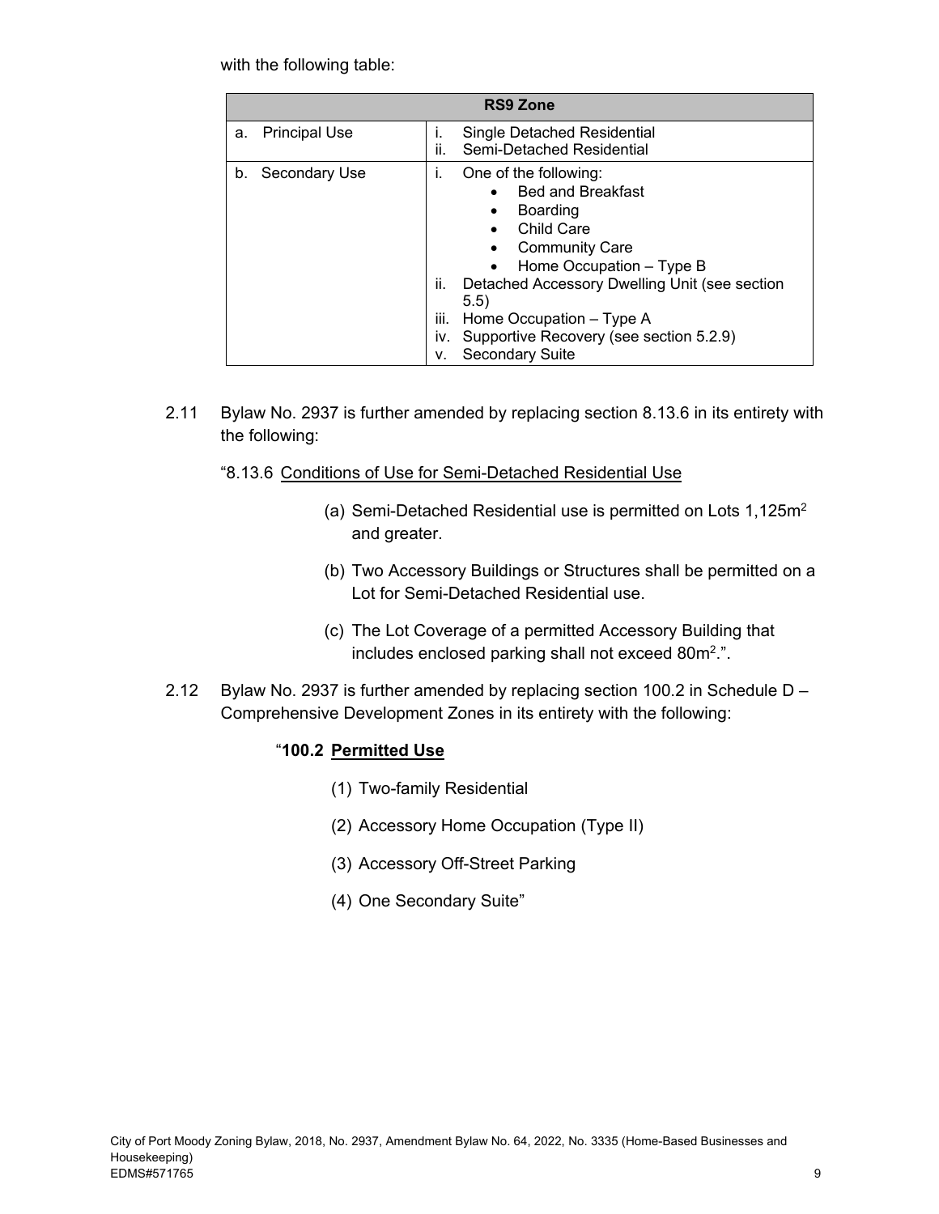with the following table:

| RS9 Zone | |
|---|---|
| a. Principal Use | i. Single Detached Residential<br>ii. Semi-Detached Residential |
| b. Secondary Use | i. One of the following:<br>• Bed and Breakfast<br>• Boarding<br>• Child Care<br>• Community Care<br>• Home Occupation – Type B<br>ii. Detached Accessory Dwelling Unit (see section 5.5)<br>iii. Home Occupation – Type A<br>iv. Supportive Recovery (see section 5.2.9)<br>v. Secondary Suite |

2.11 Bylaw No. 2937 is further amended by replacing section 8.13.6 in its entirety with the following:

"8.13.6 Conditions of Use for Semi-Detached Residential Use

(a) Semi-Detached Residential use is permitted on Lots 1,125m$^2$ and greater.

(b) Two Accessory Buildings or Structures shall be permitted on a Lot for Semi-Detached Residential use.

(c) The Lot Coverage of a permitted Accessory Building that includes enclosed parking shall not exceed 80m$^2$.".

2.12 Bylaw No. 2937 is further amended by replacing section 100.2 in Schedule D – Comprehensive Development Zones in its entirety with the following:

"**100.2 Permitted Use**

(1) Two-family Residential

(2) Accessory Home Occupation (Type II)

(3) Accessory Off-Street Parking

(4) One Secondary Suite"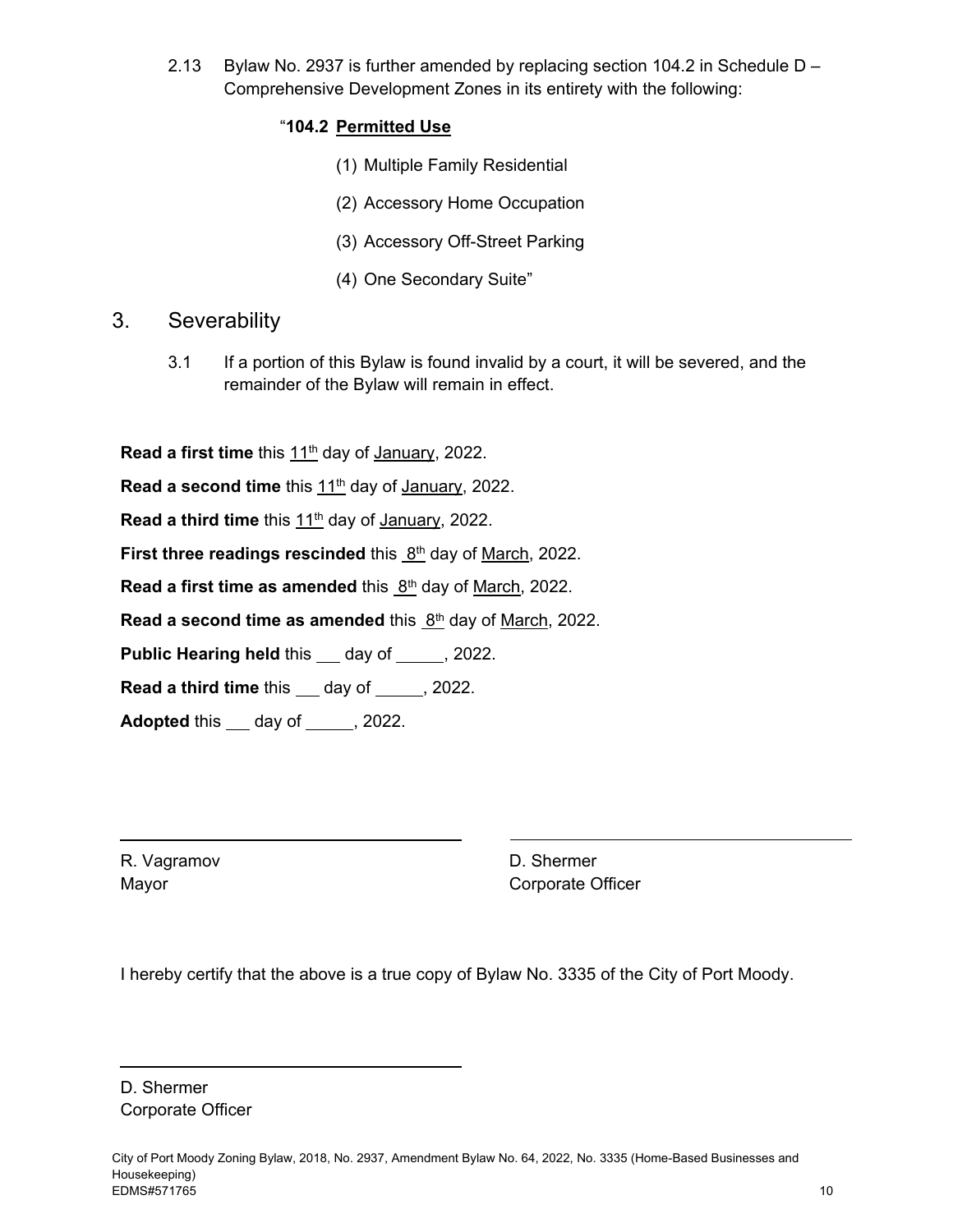2.13 Bylaw No. 2937 is further amended by replacing section 104.2 in Schedule D – Comprehensive Development Zones in its entirety with the following:

"**104.2 Permitted Use**

(1) Multiple Family Residential

(2) Accessory Home Occupation

(3) Accessory Off-Street Parking

(4) One Secondary Suite"

## 3. Severability

3.1 If a portion of this Bylaw is found invalid by a court, it will be severed, and the remainder of the Bylaw will remain in effect.

**Read a first time** this 11th day of January, 2022.

**Read a second time** this 11th day of January, 2022.

**Read a third time** this 11th day of January, 2022.

**First three readings rescinded** this 8th day of March, 2022.

**Read a first time as amended** this 8th day of March, 2022.

**Read a second time as amended** this 8th day of March, 2022.

**Public Hearing held** this ___ day of _____, 2022.

**Read a third time** this ___ day of _____, 2022.

**Adopted** this ___ day of _____, 2022.

R. Vagramov
Mayor

D. Shermer
Corporate Officer

I hereby certify that the above is a true copy of Bylaw No. 3335 of the City of Port Moody.

D. Shermer
Corporate Officer

City of Port Moody Zoning Bylaw, 2018, No. 2937, Amendment Bylaw No. 64, 2022, No. 3335 (Home-Based Businesses and Housekeeping)
EDMS#571765